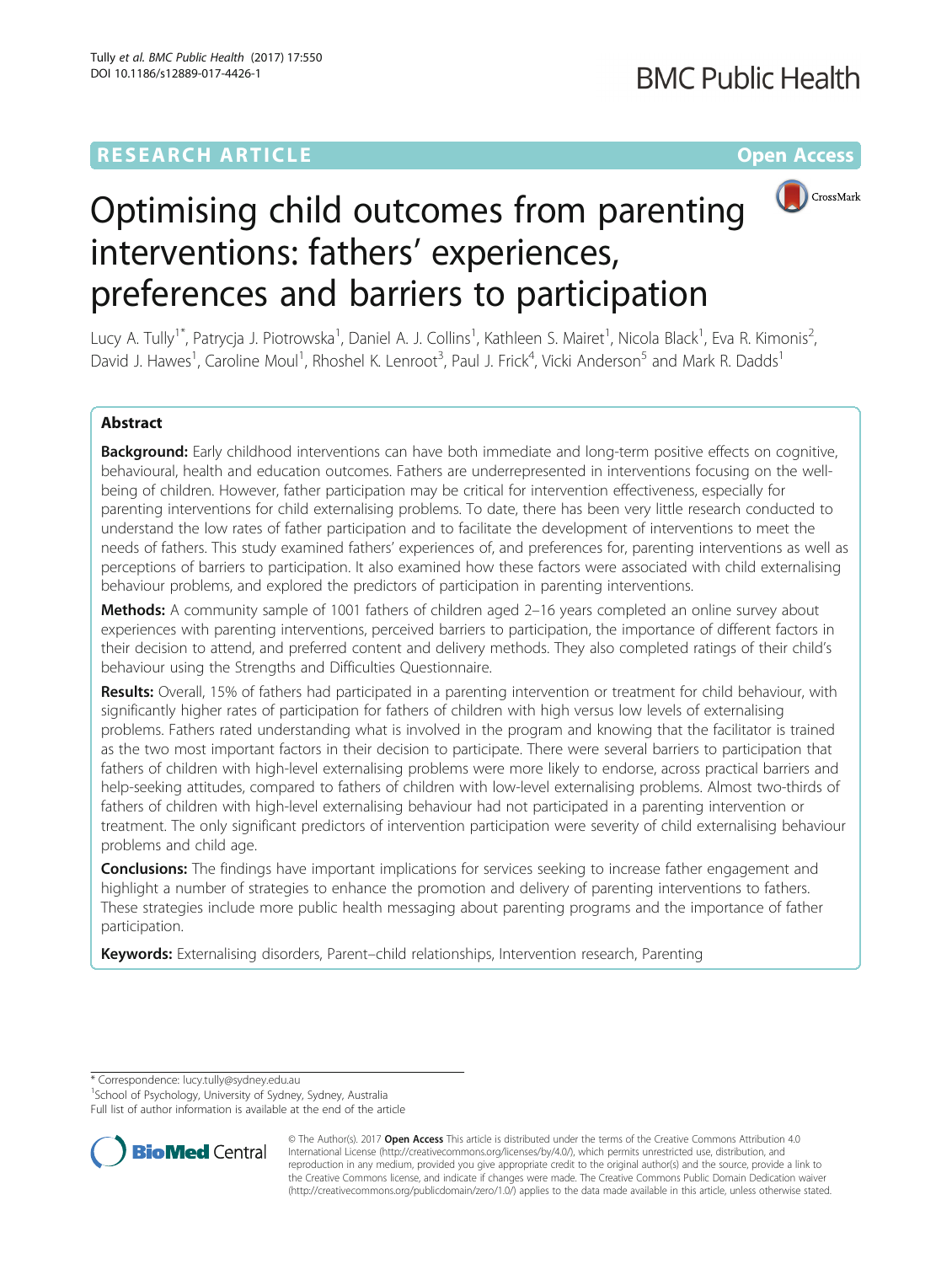RESEARCH ARTICLE

Open Access

# Optimising child outcomes from parenting interventions: fathers' experiences, preferences and barriers to participation

Lucy A. Tully[1*], Patrycja J. Piotrowska[1], Daniel A. J. Collins[1], Kathleen S. Mairet[1], Nicola Black[1], Eva R. Kimonis[2], David J. Hawes[1], Caroline Moul[1], Rhoshel K. Lenroot[3], Paul J. Frick[4], Vicki Anderson[5] and Mark R. Dadds[1]

## Abstract

**Background:** Early childhood interventions can have both immediate and long-term positive effects on cognitive, behavioural, health and education outcomes. Fathers are underrepresented in interventions focusing on the well-being of children. However, father participation may be critical for intervention effectiveness, especially for parenting interventions for child externalising problems. To date, there has been very little research conducted to understand the low rates of father participation and to facilitate the development of interventions to meet the needs of fathers. This study examined fathers' experiences of, and preferences for, parenting interventions as well as perceptions of barriers to participation. It also examined how these factors were associated with child externalising behaviour problems, and explored the predictors of participation in parenting interventions.

**Methods:** A community sample of 1001 fathers of children aged 2–16 years completed an online survey about experiences with parenting interventions, perceived barriers to participation, the importance of different factors in their decision to attend, and preferred content and delivery methods. They also completed ratings of their child's behaviour using the Strengths and Difficulties Questionnaire.

**Results:** Overall, 15% of fathers had participated in a parenting intervention or treatment for child behaviour, with significantly higher rates of participation for fathers of children with high versus low levels of externalising problems. Fathers rated understanding what is involved in the program and knowing that the facilitator is trained as the two most important factors in their decision to participate. There were several barriers to participation that fathers of children with high-level externalising problems were more likely to endorse, across practical barriers and help-seeking attitudes, compared to fathers of children with low-level externalising problems. Almost two-thirds of fathers of children with high-level externalising behaviour had not participated in a parenting intervention or treatment. The only significant predictors of intervention participation were severity of child externalising behaviour problems and child age.

**Conclusions:** The findings have important implications for services seeking to increase father engagement and highlight a number of strategies to enhance the promotion and delivery of parenting interventions to fathers. These strategies include more public health messaging about parenting programs and the importance of father participation.

**Keywords:** Externalising disorders, Parent–child relationships, Intervention research, Parenting

\* Correspondence: lucy.tully@sydney.edu.au
[1]School of Psychology, University of Sydney, Sydney, Australia
Full list of author information is available at the end of the article

© The Author(s). 2017 **Open Access** This article is distributed under the terms of the Creative Commons Attribution 4.0 International License (http://creativecommons.org/licenses/by/4.0/), which permits unrestricted use, distribution, and reproduction in any medium, provided you give appropriate credit to the original author(s) and the source, provide a link to the Creative Commons license, and indicate if changes were made. The Creative Commons Public Domain Dedication waiver (http://creativecommons.org/publicdomain/zero/1.0/) applies to the data made available in this article, unless otherwise stated.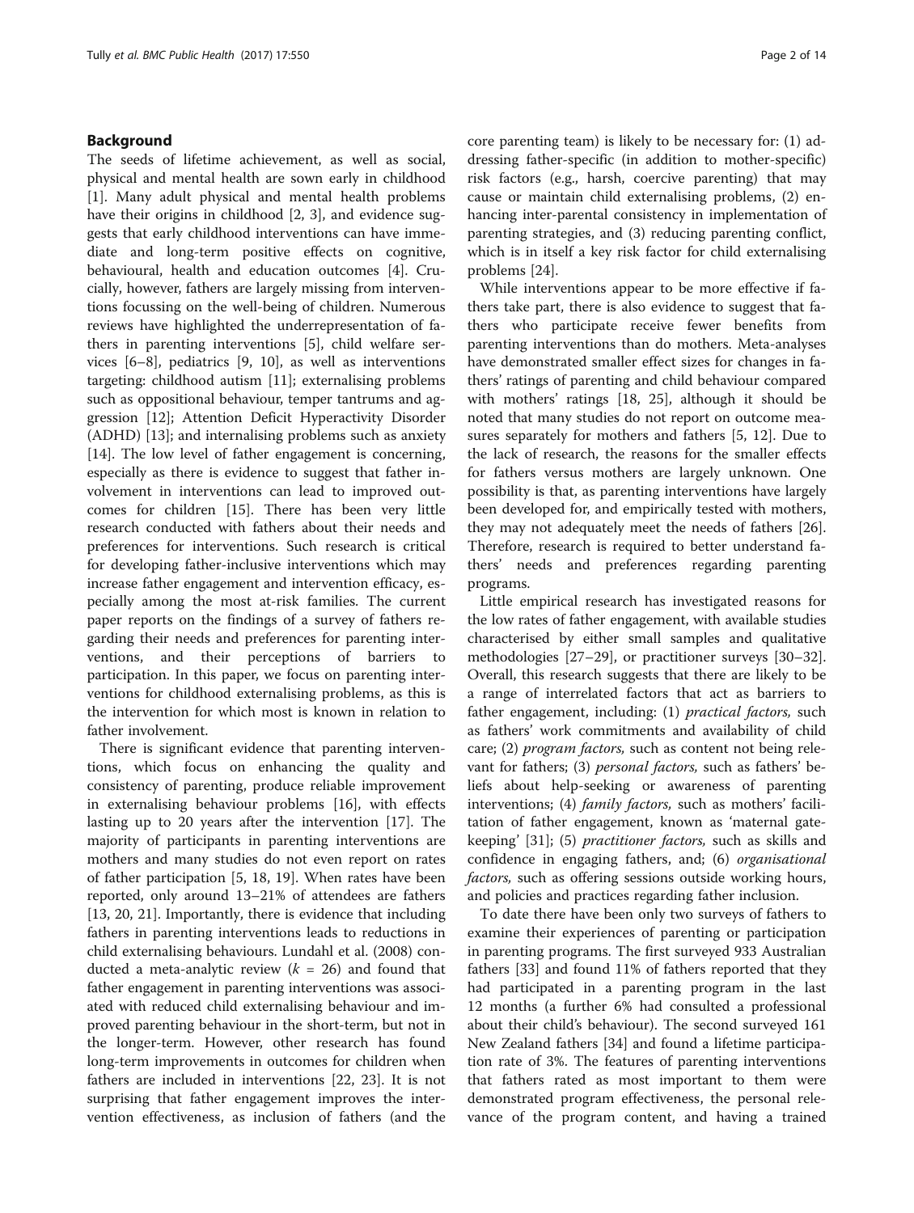## Background

The seeds of lifetime achievement, as well as social, physical and mental health are sown early in childhood [1]. Many adult physical and mental health problems have their origins in childhood [2, 3], and evidence suggests that early childhood interventions can have immediate and long-term positive effects on cognitive, behavioural, health and education outcomes [4]. Crucially, however, fathers are largely missing from interventions focussing on the well-being of children. Numerous reviews have highlighted the underrepresentation of fathers in parenting interventions [5], child welfare services [6–8], pediatrics [9, 10], as well as interventions targeting: childhood autism [11]; externalising problems such as oppositional behaviour, temper tantrums and aggression [12]; Attention Deficit Hyperactivity Disorder (ADHD) [13]; and internalising problems such as anxiety [14]. The low level of father engagement is concerning, especially as there is evidence to suggest that father involvement in interventions can lead to improved outcomes for children [15]. There has been very little research conducted with fathers about their needs and preferences for interventions. Such research is critical for developing father-inclusive interventions which may increase father engagement and intervention efficacy, especially among the most at-risk families. The current paper reports on the findings of a survey of fathers regarding their needs and preferences for parenting interventions, and their perceptions of barriers to participation. In this paper, we focus on parenting interventions for childhood externalising problems, as this is the intervention for which most is known in relation to father involvement.

There is significant evidence that parenting interventions, which focus on enhancing the quality and consistency of parenting, produce reliable improvement in externalising behaviour problems [16], with effects lasting up to 20 years after the intervention [17]. The majority of participants in parenting interventions are mothers and many studies do not even report on rates of father participation [5, 18, 19]. When rates have been reported, only around 13–21% of attendees are fathers [13, 20, 21]. Importantly, there is evidence that including fathers in parenting interventions leads to reductions in child externalising behaviours. Lundahl et al. (2008) conducted a meta-analytic review ($k$ = 26) and found that father engagement in parenting interventions was associated with reduced child externalising behaviour and improved parenting behaviour in the short-term, but not in the longer-term. However, other research has found long-term improvements in outcomes for children when fathers are included in interventions [22, 23]. It is not surprising that father engagement improves the intervention effectiveness, as inclusion of fathers (and the core parenting team) is likely to be necessary for: (1) addressing father-specific (in addition to mother-specific) risk factors (e.g., harsh, coercive parenting) that may cause or maintain child externalising problems, (2) enhancing inter-parental consistency in implementation of parenting strategies, and (3) reducing parenting conflict, which is in itself a key risk factor for child externalising problems [24].

While interventions appear to be more effective if fathers take part, there is also evidence to suggest that fathers who participate receive fewer benefits from parenting interventions than do mothers. Meta-analyses have demonstrated smaller effect sizes for changes in fathers' ratings of parenting and child behaviour compared with mothers' ratings [18, 25], although it should be noted that many studies do not report on outcome measures separately for mothers and fathers [5, 12]. Due to the lack of research, the reasons for the smaller effects for fathers versus mothers are largely unknown. One possibility is that, as parenting interventions have largely been developed for, and empirically tested with mothers, they may not adequately meet the needs of fathers [26]. Therefore, research is required to better understand fathers' needs and preferences regarding parenting programs.

Little empirical research has investigated reasons for the low rates of father engagement, with available studies characterised by either small samples and qualitative methodologies [27–29], or practitioner surveys [30–32]. Overall, this research suggests that there are likely to be a range of interrelated factors that act as barriers to father engagement, including: (1) *practical factors,* such as fathers' work commitments and availability of child care; (2) *program factors,* such as content not being relevant for fathers; (3) *personal factors,* such as fathers' beliefs about help-seeking or awareness of parenting interventions; (4) *family factors,* such as mothers' facilitation of father engagement, known as 'maternal gatekeeping' [31]; (5) *practitioner factors,* such as skills and confidence in engaging fathers, and; (6) *organisational factors,* such as offering sessions outside working hours, and policies and practices regarding father inclusion.

To date there have been only two surveys of fathers to examine their experiences of parenting or participation in parenting programs. The first surveyed 933 Australian fathers [33] and found 11% of fathers reported that they had participated in a parenting program in the last 12 months (a further 6% had consulted a professional about their child's behaviour). The second surveyed 161 New Zealand fathers [34] and found a lifetime participation rate of 3%. The features of parenting interventions that fathers rated as most important to them were demonstrated program effectiveness, the personal relevance of the program content, and having a trained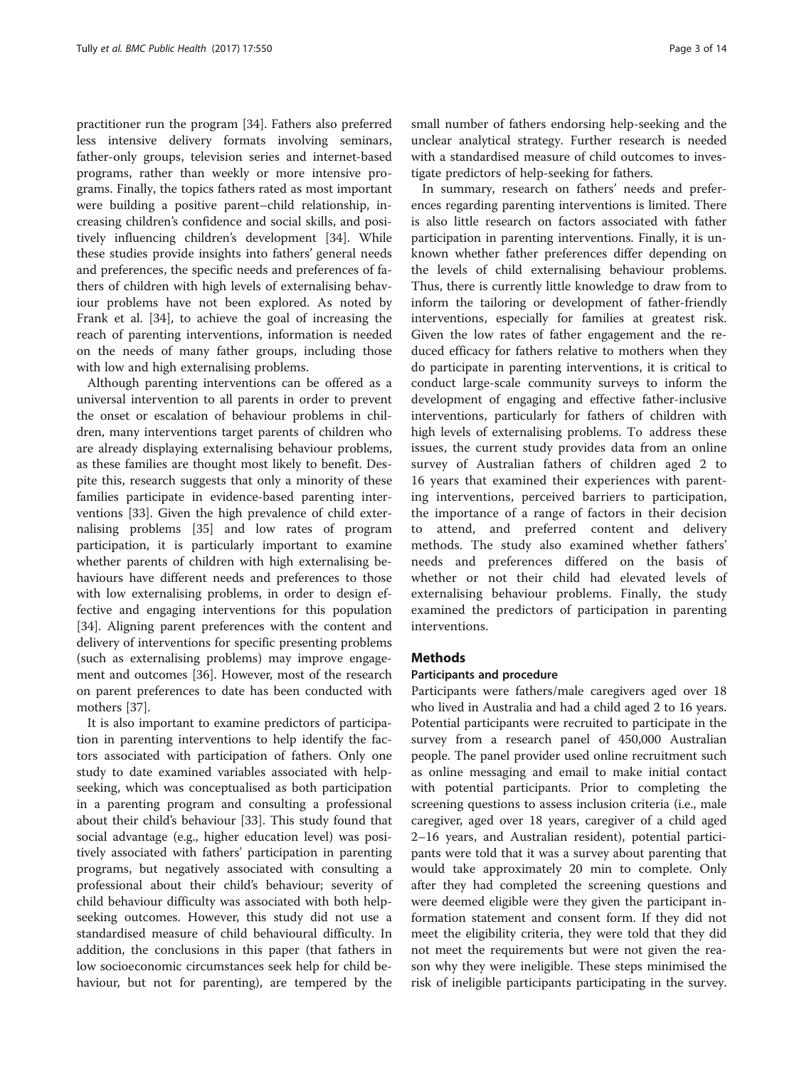practitioner run the program [34]. Fathers also preferred less intensive delivery formats involving seminars, father-only groups, television series and internet-based programs, rather than weekly or more intensive programs. Finally, the topics fathers rated as most important were building a positive parent–child relationship, increasing children's confidence and social skills, and positively influencing children's development [34]. While these studies provide insights into fathers' general needs and preferences, the specific needs and preferences of fathers of children with high levels of externalising behaviour problems have not been explored. As noted by Frank et al. [34], to achieve the goal of increasing the reach of parenting interventions, information is needed on the needs of many father groups, including those with low and high externalising problems.

Although parenting interventions can be offered as a universal intervention to all parents in order to prevent the onset or escalation of behaviour problems in children, many interventions target parents of children who are already displaying externalising behaviour problems, as these families are thought most likely to benefit. Despite this, research suggests that only a minority of these families participate in evidence-based parenting interventions [33]. Given the high prevalence of child externalising problems [35] and low rates of program participation, it is particularly important to examine whether parents of children with high externalising behaviours have different needs and preferences to those with low externalising problems, in order to design effective and engaging interventions for this population [34]. Aligning parent preferences with the content and delivery of interventions for specific presenting problems (such as externalising problems) may improve engagement and outcomes [36]. However, most of the research on parent preferences to date has been conducted with mothers [37].

It is also important to examine predictors of participation in parenting interventions to help identify the factors associated with participation of fathers. Only one study to date examined variables associated with help-seeking, which was conceptualised as both participation in a parenting program and consulting a professional about their child's behaviour [33]. This study found that social advantage (e.g., higher education level) was positively associated with fathers' participation in parenting programs, but negatively associated with consulting a professional about their child's behaviour; severity of child behaviour difficulty was associated with both help-seeking outcomes. However, this study did not use a standardised measure of child behavioural difficulty. In addition, the conclusions in this paper (that fathers in low socioeconomic circumstances seek help for child behaviour, but not for parenting), are tempered by the small number of fathers endorsing help-seeking and the unclear analytical strategy. Further research is needed with a standardised measure of child outcomes to investigate predictors of help-seeking for fathers.

In summary, research on fathers' needs and preferences regarding parenting interventions is limited. There is also little research on factors associated with father participation in parenting interventions. Finally, it is unknown whether father preferences differ depending on the levels of child externalising behaviour problems. Thus, there is currently little knowledge to draw from to inform the tailoring or development of father-friendly interventions, especially for families at greatest risk. Given the low rates of father engagement and the reduced efficacy for fathers relative to mothers when they do participate in parenting interventions, it is critical to conduct large-scale community surveys to inform the development of engaging and effective father-inclusive interventions, particularly for fathers of children with high levels of externalising problems. To address these issues, the current study provides data from an online survey of Australian fathers of children aged 2 to 16 years that examined their experiences with parenting interventions, perceived barriers to participation, the importance of a range of factors in their decision to attend, and preferred content and delivery methods. The study also examined whether fathers' needs and preferences differed on the basis of whether or not their child had elevated levels of externalising behaviour problems. Finally, the study examined the predictors of participation in parenting interventions.

## Methods

### Participants and procedure

Participants were fathers/male caregivers aged over 18 who lived in Australia and had a child aged 2 to 16 years. Potential participants were recruited to participate in the survey from a research panel of 450,000 Australian people. The panel provider used online recruitment such as online messaging and email to make initial contact with potential participants. Prior to completing the screening questions to assess inclusion criteria (i.e., male caregiver, aged over 18 years, caregiver of a child aged 2–16 years, and Australian resident), potential participants were told that it was a survey about parenting that would take approximately 20 min to complete. Only after they had completed the screening questions and were deemed eligible were they given the participant information statement and consent form. If they did not meet the eligibility criteria, they were told that they did not meet the requirements but were not given the reason why they were ineligible. These steps minimised the risk of ineligible participants participating in the survey.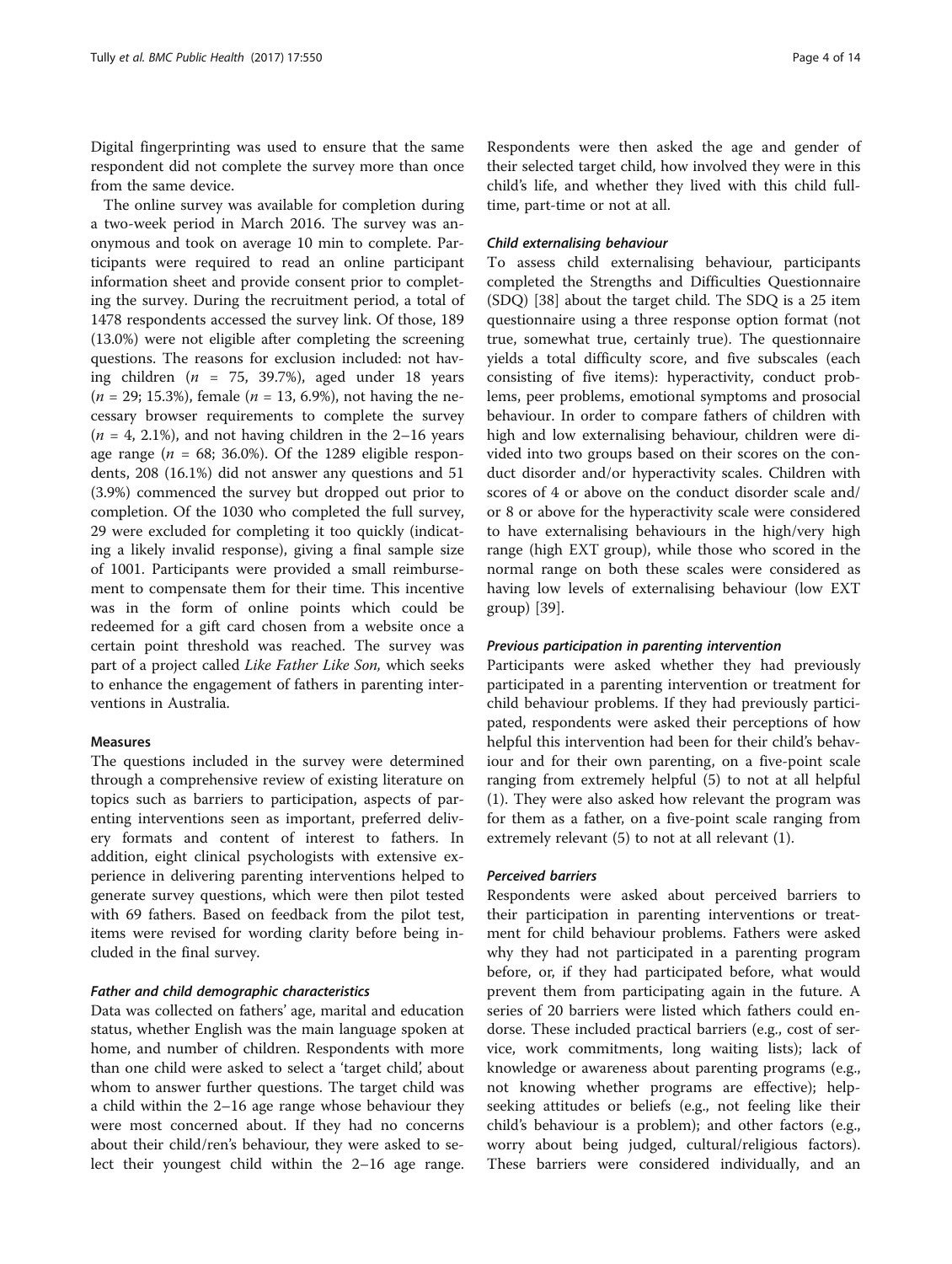Digital fingerprinting was used to ensure that the same respondent did not complete the survey more than once from the same device.

The online survey was available for completion during a two-week period in March 2016. The survey was anonymous and took on average 10 min to complete. Participants were required to read an online participant information sheet and provide consent prior to completing the survey. During the recruitment period, a total of 1478 respondents accessed the survey link. Of those, 189 (13.0%) were not eligible after completing the screening questions. The reasons for exclusion included: not having children ($n$ = 75, 39.7%), aged under 18 years ($n$ = 29; 15.3%), female ($n$ = 13, 6.9%), not having the necessary browser requirements to complete the survey ($n$ = 4, 2.1%), and not having children in the 2–16 years age range ($n$ = 68; 36.0%). Of the 1289 eligible respondents, 208 (16.1%) did not answer any questions and 51 (3.9%) commenced the survey but dropped out prior to completion. Of the 1030 who completed the full survey, 29 were excluded for completing it too quickly (indicating a likely invalid response), giving a final sample size of 1001. Participants were provided a small reimbursement to compensate them for their time. This incentive was in the form of online points which could be redeemed for a gift card chosen from a website once a certain point threshold was reached. The survey was part of a project called *Like Father Like Son,* which seeks to enhance the engagement of fathers in parenting interventions in Australia.

### Measures

The questions included in the survey were determined through a comprehensive review of existing literature on topics such as barriers to participation, aspects of parenting interventions seen as important, preferred delivery formats and content of interest to fathers. In addition, eight clinical psychologists with extensive experience in delivering parenting interventions helped to generate survey questions, which were then pilot tested with 69 fathers. Based on feedback from the pilot test, items were revised for wording clarity before being included in the final survey.

#### *Father and child demographic characteristics*

Data was collected on fathers' age, marital and education status, whether English was the main language spoken at home, and number of children. Respondents with more than one child were asked to select a 'target child', about whom to answer further questions. The target child was a child within the 2–16 age range whose behaviour they were most concerned about. If they had no concerns about their child/ren's behaviour, they were asked to select their youngest child within the 2–16 age range. Respondents were then asked the age and gender of their selected target child, how involved they were in this child's life, and whether they lived with this child full-time, part-time or not at all.

#### *Child externalising behaviour*

To assess child externalising behaviour, participants completed the Strengths and Difficulties Questionnaire (SDQ) [38] about the target child. The SDQ is a 25 item questionnaire using a three response option format (not true, somewhat true, certainly true). The questionnaire yields a total difficulty score, and five subscales (each consisting of five items): hyperactivity, conduct problems, peer problems, emotional symptoms and prosocial behaviour. In order to compare fathers of children with high and low externalising behaviour, children were divided into two groups based on their scores on the conduct disorder and/or hyperactivity scales. Children with scores of 4 or above on the conduct disorder scale and/or 8 or above for the hyperactivity scale were considered to have externalising behaviours in the high/very high range (high EXT group), while those who scored in the normal range on both these scales were considered as having low levels of externalising behaviour (low EXT group) [39].

#### *Previous participation in parenting intervention*

Participants were asked whether they had previously participated in a parenting intervention or treatment for child behaviour problems. If they had previously participated, respondents were asked their perceptions of how helpful this intervention had been for their child's behaviour and for their own parenting, on a five-point scale ranging from extremely helpful (5) to not at all helpful (1). They were also asked how relevant the program was for them as a father, on a five-point scale ranging from extremely relevant (5) to not at all relevant (1).

#### *Perceived barriers*

Respondents were asked about perceived barriers to their participation in parenting interventions or treatment for child behaviour problems. Fathers were asked why they had not participated in a parenting program before, or, if they had participated before, what would prevent them from participating again in the future. A series of 20 barriers were listed which fathers could endorse. These included practical barriers (e.g., cost of service, work commitments, long waiting lists); lack of knowledge or awareness about parenting programs (e.g., not knowing whether programs are effective); help-seeking attitudes or beliefs (e.g., not feeling like their child's behaviour is a problem); and other factors (e.g., worry about being judged, cultural/religious factors). These barriers were considered individually, and an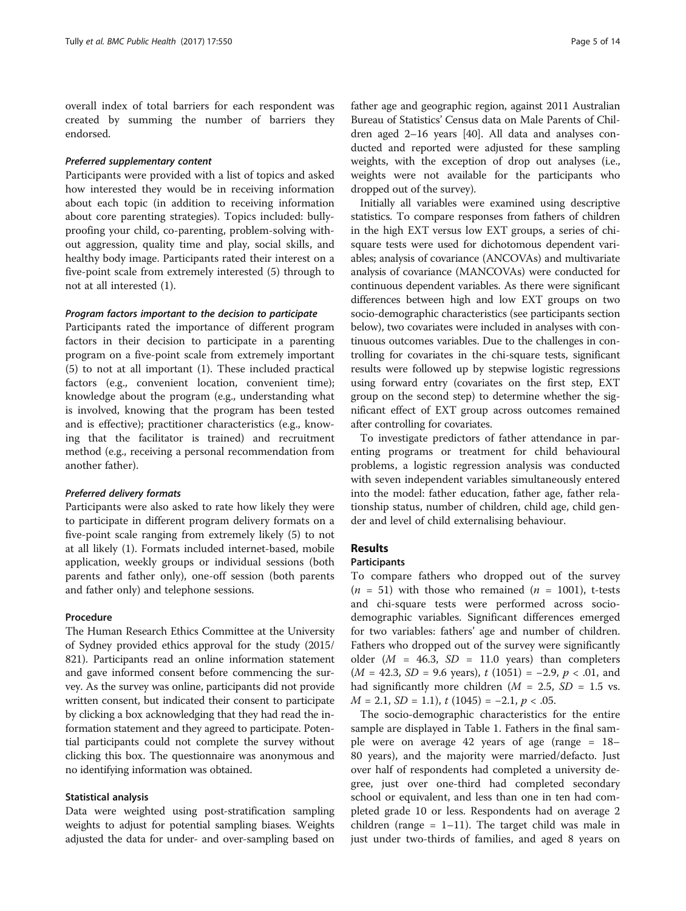overall index of total barriers for each respondent was created by summing the number of barriers they endorsed.

#### *Preferred supplementary content*

Participants were provided with a list of topics and asked how interested they would be in receiving information about each topic (in addition to receiving information about core parenting strategies). Topics included: bully-proofing your child, co-parenting, problem-solving without aggression, quality time and play, social skills, and healthy body image. Participants rated their interest on a five-point scale from extremely interested (5) through to not at all interested (1).

#### *Program factors important to the decision to participate*

Participants rated the importance of different program factors in their decision to participate in a parenting program on a five-point scale from extremely important (5) to not at all important (1). These included practical factors (e.g., convenient location, convenient time); knowledge about the program (e.g., understanding what is involved, knowing that the program has been tested and is effective); practitioner characteristics (e.g., knowing that the facilitator is trained) and recruitment method (e.g., receiving a personal recommendation from another father).

#### *Preferred delivery formats*

Participants were also asked to rate how likely they were to participate in different program delivery formats on a five-point scale ranging from extremely likely (5) to not at all likely (1). Formats included internet-based, mobile application, weekly groups or individual sessions (both parents and father only), one-off session (both parents and father only) and telephone sessions.

### Procedure

The Human Research Ethics Committee at the University of Sydney provided ethics approval for the study (2015/821). Participants read an online information statement and gave informed consent before commencing the survey. As the survey was online, participants did not provide written consent, but indicated their consent to participate by clicking a box acknowledging that they had read the information statement and they agreed to participate. Potential participants could not complete the survey without clicking this box. The questionnaire was anonymous and no identifying information was obtained.

### Statistical analysis

Data were weighted using post-stratification sampling weights to adjust for potential sampling biases. Weights adjusted the data for under- and over-sampling based on father age and geographic region, against 2011 Australian Bureau of Statistics' Census data on Male Parents of Children aged 2–16 years [40]. All data and analyses conducted and reported were adjusted for these sampling weights, with the exception of drop out analyses (i.e., weights were not available for the participants who dropped out of the survey).

Initially all variables were examined using descriptive statistics. To compare responses from fathers of children in the high EXT versus low EXT groups, a series of chi-square tests were used for dichotomous dependent variables; analysis of covariance (ANCOVAs) and multivariate analysis of covariance (MANCOVAs) were conducted for continuous dependent variables. As there were significant differences between high and low EXT groups on two socio-demographic characteristics (see participants section below), two covariates were included in analyses with continuous outcomes variables. Due to the challenges in controlling for covariates in the chi-square tests, significant results were followed up by stepwise logistic regressions using forward entry (covariates on the first step, EXT group on the second step) to determine whether the significant effect of EXT group across outcomes remained after controlling for covariates.

To investigate predictors of father attendance in parenting programs or treatment for child behavioural problems, a logistic regression analysis was conducted with seven independent variables simultaneously entered into the model: father education, father age, father relationship status, number of children, child age, child gender and level of child externalising behaviour.

## Results

### Participants

To compare fathers who dropped out of the survey ($n$ = 51) with those who remained ($n$ = 1001), t-tests and chi-square tests were performed across socio-demographic variables. Significant differences emerged for two variables: fathers' age and number of children. Fathers who dropped out of the survey were significantly older ($M$ = 46.3, $SD$ = 11.0 years) than completers ($M$ = 42.3, $SD$ = 9.6 years), $t$ (1051) = −2.9, $p < .01$, and had significantly more children ($M$ = 2.5, $SD$ = 1.5 vs. $M$ = 2.1, $SD$ = 1.1), $t$ (1045) = −2.1, $p < .05$.

The socio-demographic characteristics for the entire sample are displayed in Table 1. Fathers in the final sample were on average 42 years of age (range = 18–80 years), and the majority were married/defacto. Just over half of respondents had completed a university degree, just over one-third had completed secondary school or equivalent, and less than one in ten had completed grade 10 or less. Respondents had on average 2 children (range = 1–11). The target child was male in just under two-thirds of families, and aged 8 years on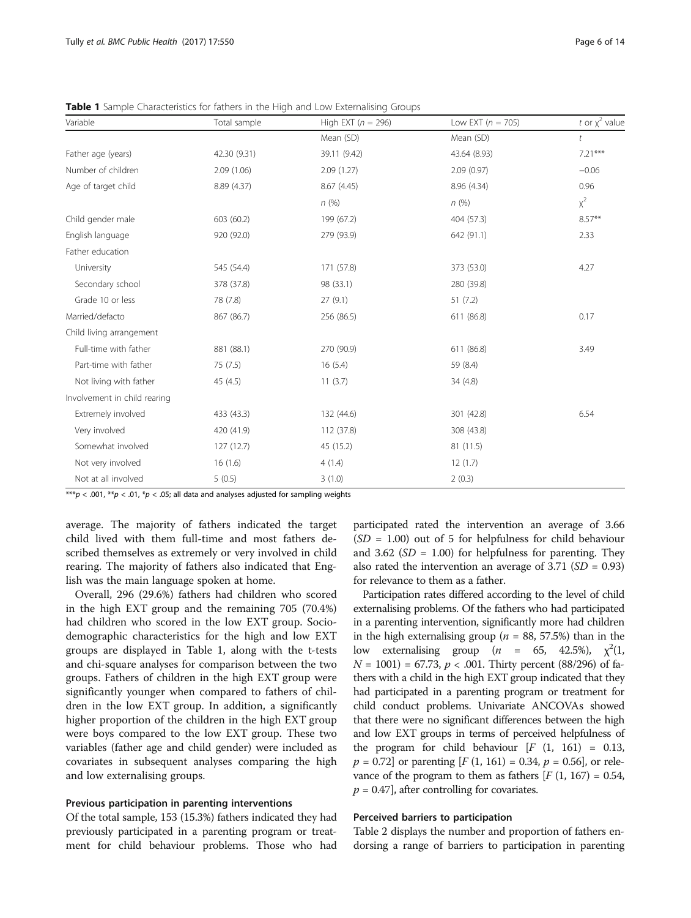**Table 1** Sample Characteristics for fathers in the High and Low Externalising Groups

| Variable | Total sample | High EXT ($n$ = 296) | Low EXT ($n$ = 705) | $t$ or $\chi^2$ value |
|---|---|---|---|---|
| | | Mean (SD) | Mean (SD) | $t$ |
| Father age (years) | 42.30 (9.31) | 39.11 (9.42) | 43.64 (8.93) | 7.21*** |
| Number of children | 2.09 (1.06) | 2.09 (1.27) | 2.09 (0.97) | −0.06 |
| Age of target child | 8.89 (4.37) | 8.67 (4.45) | 8.96 (4.34) | 0.96 |
| | | $n$ (%) | $n$ (%) | $\chi^2$ |
| Child gender male | 603 (60.2) | 199 (67.2) | 404 (57.3) | 8.57** |
| English language | 920 (92.0) | 279 (93.9) | 642 (91.1) | 2.33 |
| Father education | | | | |
| University | 545 (54.4) | 171 (57.8) | 373 (53.0) | 4.27 |
| Secondary school | 378 (37.8) | 98 (33.1) | 280 (39.8) | |
| Grade 10 or less | 78 (7.8) | 27 (9.1) | 51 (7.2) | |
| Married/defacto | 867 (86.7) | 256 (86.5) | 611 (86.8) | 0.17 |
| Child living arrangement | | | | |
| Full-time with father | 881 (88.1) | 270 (90.9) | 611 (86.8) | 3.49 |
| Part-time with father | 75 (7.5) | 16 (5.4) | 59 (8.4) | |
| Not living with father | 45 (4.5) | 11 (3.7) | 34 (4.8) | |
| Involvement in child rearing | | | | |
| Extremely involved | 433 (43.3) | 132 (44.6) | 301 (42.8) | 6.54 |
| Very involved | 420 (41.9) | 112 (37.8) | 308 (43.8) | |
| Somewhat involved | 127 (12.7) | 45 (15.2) | 81 (11.5) | |
| Not very involved | 16 (1.6) | 4 (1.4) | 12 (1.7) | |
| Not at all involved | 5 (0.5) | 3 (1.0) | 2 (0.3) | |

***$p$ < .001, **$p$ < .01, *$p$ < .05; all data and analyses adjusted for sampling weights

average. The majority of fathers indicated the target child lived with them full-time and most fathers described themselves as extremely or very involved in child rearing. The majority of fathers also indicated that English was the main language spoken at home.

Overall, 296 (29.6%) fathers had children who scored in the high EXT group and the remaining 705 (70.4%) had children who scored in the low EXT group. Sociodemographic characteristics for the high and low EXT groups are displayed in Table 1, along with the t-tests and chi-square analyses for comparison between the two groups. Fathers of children in the high EXT group were significantly younger when compared to fathers of children in the low EXT group. In addition, a significantly higher proportion of the children in the high EXT group were boys compared to the low EXT group. These two variables (father age and child gender) were included as covariates in subsequent analyses comparing the high and low externalising groups.

#### Previous participation in parenting interventions

Of the total sample, 153 (15.3%) fathers indicated they had previously participated in a parenting program or treatment for child behaviour problems. Those who had participated rated the intervention an average of 3.66 ($SD$ = 1.00) out of 5 for helpfulness for child behaviour and 3.62 ($SD$ = 1.00) for helpfulness for parenting. They also rated the intervention an average of 3.71 ($SD$ = 0.93) for relevance to them as a father.

Participation rates differed according to the level of child externalising problems. Of the fathers who had participated in a parenting intervention, significantly more had children in the high externalising group ($n$ = 88, 57.5%) than in the low externalising group ($n$ = 65, 42.5%), $\chi^2(1, N = 1001) = 67.73$, $p < .001$. Thirty percent (88/296) of fathers with a child in the high EXT group indicated that they had participated in a parenting program or treatment for child conduct problems. Univariate ANCOVAs showed that there were no significant differences between the high and low EXT groups in terms of perceived helpfulness of the program for child behaviour [$F$ (1, 161) = 0.13, $p$ = 0.72] or parenting [$F$ (1, 161) = 0.34, $p$ = 0.56], or relevance of the program to them as fathers [$F$ (1, 167) = 0.54, $p$ = 0.47], after controlling for covariates.

#### Perceived barriers to participation

Table 2 displays the number and proportion of fathers endorsing a range of barriers to participation in parenting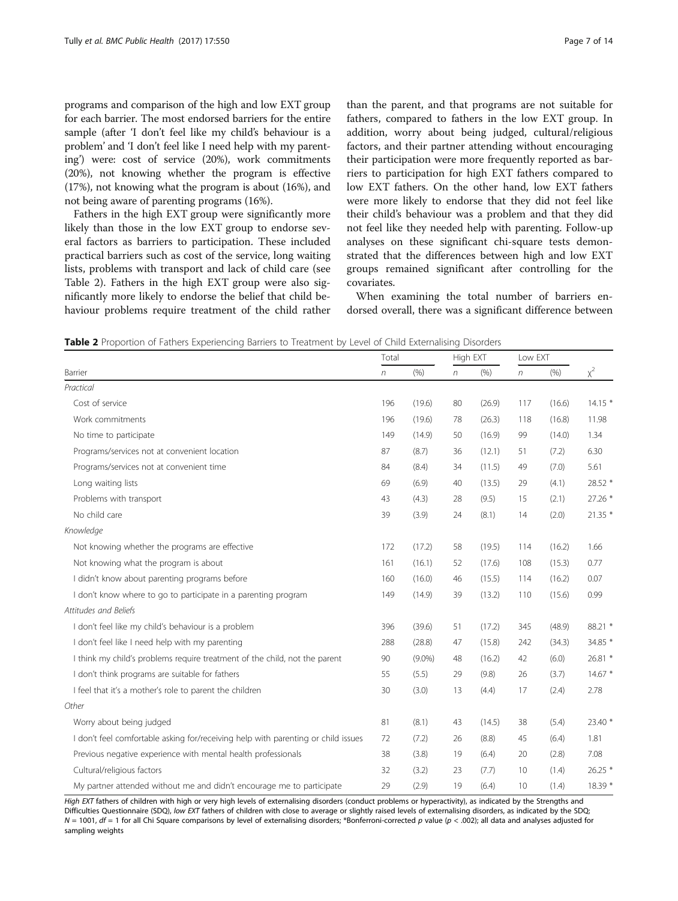programs and comparison of the high and low EXT group for each barrier. The most endorsed barriers for the entire sample (after 'I don't feel like my child's behaviour is a problem' and 'I don't feel like I need help with my parenting') were: cost of service (20%), work commitments (20%), not knowing whether the program is effective (17%), not knowing what the program is about (16%), and not being aware of parenting programs (16%).

Fathers in the high EXT group were significantly more likely than those in the low EXT group to endorse several factors as barriers to participation. These included practical barriers such as cost of the service, long waiting lists, problems with transport and lack of child care (see Table 2). Fathers in the high EXT group were also significantly more likely to endorse the belief that child behaviour problems require treatment of the child rather than the parent, and that programs are not suitable for fathers, compared to fathers in the low EXT group. In addition, worry about being judged, cultural/religious factors, and their partner attending without encouraging their participation were more frequently reported as barriers to participation for high EXT fathers compared to low EXT fathers. On the other hand, low EXT fathers were more likely to endorse that they did not feel like their child's behaviour was a problem and that they did not feel like they needed help with parenting. Follow-up analyses on these significant chi-square tests demonstrated that the differences between high and low EXT groups remained significant after controlling for the covariates.

When examining the total number of barriers endorsed overall, there was a significant difference between

**Table 2** Proportion of Fathers Experiencing Barriers to Treatment by Level of Child Externalising Disorders

| | Total | | High EXT | | Low EXT | | |
|---|---|---|---|---|---|---|---|
| Barrier | *n* | (%) | *n* | (%) | *n* | (%) | $\chi^2$ |
| *Practical* | | | | | | | |
| Cost of service | 196 | (19.6) | 80 | (26.9) | 117 | (16.6) | 14.15 * |
| Work commitments | 196 | (19.6) | 78 | (26.3) | 118 | (16.8) | 11.98 |
| No time to participate | 149 | (14.9) | 50 | (16.9) | 99 | (14.0) | 1.34 |
| Programs/services not at convenient location | 87 | (8.7) | 36 | (12.1) | 51 | (7.2) | 6.30 |
| Programs/services not at convenient time | 84 | (8.4) | 34 | (11.5) | 49 | (7.0) | 5.61 |
| Long waiting lists | 69 | (6.9) | 40 | (13.5) | 29 | (4.1) | 28.52 * |
| Problems with transport | 43 | (4.3) | 28 | (9.5) | 15 | (2.1) | 27.26 * |
| No child care | 39 | (3.9) | 24 | (8.1) | 14 | (2.0) | 21.35 * |
| *Knowledge* | | | | | | | |
| Not knowing whether the programs are effective | 172 | (17.2) | 58 | (19.5) | 114 | (16.2) | 1.66 |
| Not knowing what the program is about | 161 | (16.1) | 52 | (17.6) | 108 | (15.3) | 0.77 |
| I didn't know about parenting programs before | 160 | (16.0) | 46 | (15.5) | 114 | (16.2) | 0.07 |
| I don't know where to go to participate in a parenting program | 149 | (14.9) | 39 | (13.2) | 110 | (15.6) | 0.99 |
| *Attitudes and Beliefs* | | | | | | | |
| I don't feel like my child's behaviour is a problem | 396 | (39.6) | 51 | (17.2) | 345 | (48.9) | 88.21 * |
| I don't feel like I need help with my parenting | 288 | (28.8) | 47 | (15.8) | 242 | (34.3) | 34.85 * |
| I think my child's problems require treatment of the child, not the parent | 90 | (9.0%) | 48 | (16.2) | 42 | (6.0) | 26.81 * |
| I don't think programs are suitable for fathers | 55 | (5.5) | 29 | (9.8) | 26 | (3.7) | 14.67 * |
| I feel that it's a mother's role to parent the children | 30 | (3.0) | 13 | (4.4) | 17 | (2.4) | 2.78 |
| *Other* | | | | | | | |
| Worry about being judged | 81 | (8.1) | 43 | (14.5) | 38 | (5.4) | 23.40 * |
| I don't feel comfortable asking for/receiving help with parenting or child issues | 72 | (7.2) | 26 | (8.8) | 45 | (6.4) | 1.81 |
| Previous negative experience with mental health professionals | 38 | (3.8) | 19 | (6.4) | 20 | (2.8) | 7.08 |
| Cultural/religious factors | 32 | (3.2) | 23 | (7.7) | 10 | (1.4) | 26.25 * |
| My partner attended without me and didn't encourage me to participate | 29 | (2.9) | 19 | (6.4) | 10 | (1.4) | 18.39 * |

*High EXT* fathers of children with high or very high levels of externalising disorders (conduct problems or hyperactivity), as indicated by the Strengths and Difficulties Questionnaire (SDQ), *low EXT* fathers of children with close to average or slightly raised levels of externalising disorders, as indicated by the SDQ; $N = 1001$, $df = 1$ for all Chi Square comparisons by level of externalising disorders; *Bonferroni-corrected *p* value ($p < .002$); all data and analyses adjusted for sampling weights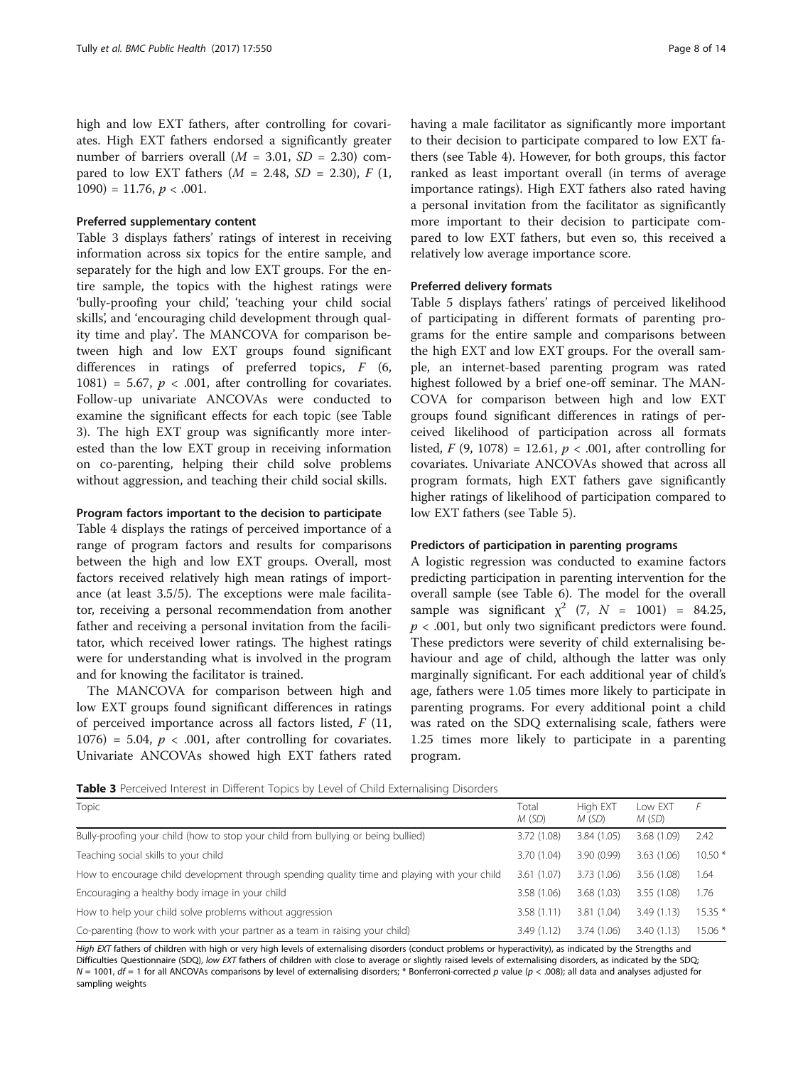high and low EXT fathers, after controlling for covariates. High EXT fathers endorsed a significantly greater number of barriers overall ($M$ = 3.01, $SD$ = 2.30) compared to low EXT fathers ($M$ = 2.48, $SD$ = 2.30), $F$ (1, 1090) = 11.76, $p$ < .001.

### Preferred supplementary content

Table 3 displays fathers' ratings of interest in receiving information across six topics for the entire sample, and separately for the high and low EXT groups. For the entire sample, the topics with the highest ratings were 'bully-proofing your child', 'teaching your child social skills', and 'encouraging child development through quality time and play'. The MANCOVA for comparison between high and low EXT groups found significant differences in ratings of preferred topics, $F$ (6, 1081) = 5.67, $p$ < .001, after controlling for covariates. Follow-up univariate ANCOVAs were conducted to examine the significant effects for each topic (see Table 3). The high EXT group was significantly more interested than the low EXT group in receiving information on co-parenting, helping their child solve problems without aggression, and teaching their child social skills.

### Program factors important to the decision to participate

Table 4 displays the ratings of perceived importance of a range of program factors and results for comparisons between the high and low EXT groups. Overall, most factors received relatively high mean ratings of importance (at least 3.5/5). The exceptions were male facilitator, receiving a personal recommendation from another father and receiving a personal invitation from the facilitator, which received lower ratings. The highest ratings were for understanding what is involved in the program and for knowing the facilitator is trained.

The MANCOVA for comparison between high and low EXT groups found significant differences in ratings of perceived importance across all factors listed, $F$ (11, 1076) = 5.04, $p$ < .001, after controlling for covariates. Univariate ANCOVAs showed high EXT fathers rated having a male facilitator as significantly more important to their decision to participate compared to low EXT fathers (see Table 4). However, for both groups, this factor ranked as least important overall (in terms of average importance ratings). High EXT fathers also rated having a personal invitation from the facilitator as significantly more important to their decision to participate compared to low EXT fathers, but even so, this received a relatively low average importance score.

### Preferred delivery formats

Table 5 displays fathers' ratings of perceived likelihood of participating in different formats of parenting programs for the entire sample and comparisons between the high EXT and low EXT groups. For the overall sample, an internet-based parenting program was rated highest followed by a brief one-off seminar. The MANCOVA for comparison between high and low EXT groups found significant differences in ratings of perceived likelihood of participation across all formats listed, $F$ (9, 1078) = 12.61, $p$ < .001, after controlling for covariates. Univariate ANCOVAs showed that across all program formats, high EXT fathers gave significantly higher ratings of likelihood of participation compared to low EXT fathers (see Table 5).

### Predictors of participation in parenting programs

A logistic regression was conducted to examine factors predicting participation in parenting intervention for the overall sample (see Table 6). The model for the overall sample was significant $\chi^2$ (7, $N$ = 1001) = 84.25, $p$ < .001, but only two significant predictors were found. These predictors were severity of child externalising behaviour and age of child, although the latter was only marginally significant. For each additional year of child's age, fathers were 1.05 times more likely to participate in parenting programs. For every additional point a child was rated on the SDQ externalising scale, fathers were 1.25 times more likely to participate in a parenting program.

**Table 3** Perceived Interest in Different Topics by Level of Child Externalising Disorders

| Topic | Total $M$ ($SD$) | High EXT $M$ ($SD$) | Low EXT $M$ ($SD$) | $F$ |
|---|---|---|---|---|
| Bully-proofing your child (how to stop your child from bullying or being bullied) | 3.72 (1.08) | 3.84 (1.05) | 3.68 (1.09) | 2.42 |
| Teaching social skills to your child | 3.70 (1.04) | 3.90 (0.99) | 3.63 (1.06) | 10.50 * |
| How to encourage child development through spending quality time and playing with your child | 3.61 (1.07) | 3.73 (1.06) | 3.56 (1.08) | 1.64 |
| Encouraging a healthy body image in your child | 3.58 (1.06) | 3.68 (1.03) | 3.55 (1.08) | 1.76 |
| How to help your child solve problems without aggression | 3.58 (1.11) | 3.81 (1.04) | 3.49 (1.13) | 15.35 * |
| Co-parenting (how to work with your partner as a team in raising your child) | 3.49 (1.12) | 3.74 (1.06) | 3.40 (1.13) | 15.06 * |

*High EXT* fathers of children with high or very high levels of externalising disorders (conduct problems or hyperactivity), as indicated by the Strengths and Difficulties Questionnaire (SDQ), *low EXT* fathers of children with close to average or slightly raised levels of externalising disorders, as indicated by the SDQ; $N$ = 1001, $df$ = 1 for all ANCOVAs comparisons by level of externalising disorders; * Bonferroni-corrected $p$ value ($p$ < .008); all data and analyses adjusted for sampling weights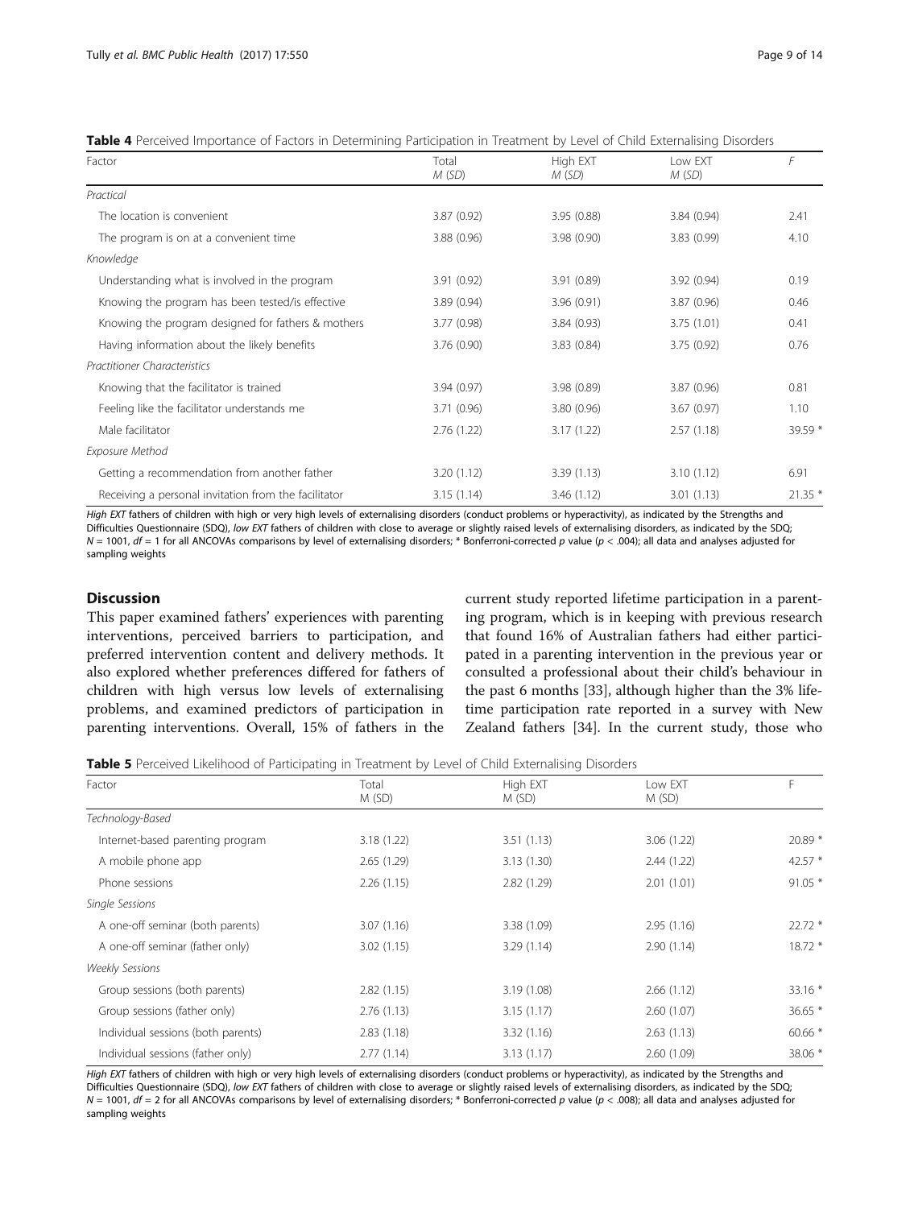**Table 4** Perceived Importance of Factors in Determining Participation in Treatment by Level of Child Externalising Disorders

| Factor | Total *M* (*SD*) | High EXT *M* (*SD*) | Low EXT *M* (*SD*) | *F* |
|---|---|---|---|---|
| *Practical* | | | | |
| The location is convenient | 3.87 (0.92) | 3.95 (0.88) | 3.84 (0.94) | 2.41 |
| The program is on at a convenient time | 3.88 (0.96) | 3.98 (0.90) | 3.83 (0.99) | 4.10 |
| *Knowledge* | | | | |
| Understanding what is involved in the program | 3.91 (0.92) | 3.91 (0.89) | 3.92 (0.94) | 0.19 |
| Knowing the program has been tested/is effective | 3.89 (0.94) | 3.96 (0.91) | 3.87 (0.96) | 0.46 |
| Knowing the program designed for fathers & mothers | 3.77 (0.98) | 3.84 (0.93) | 3.75 (1.01) | 0.41 |
| Having information about the likely benefits | 3.76 (0.90) | 3.83 (0.84) | 3.75 (0.92) | 0.76 |
| *Practitioner Characteristics* | | | | |
| Knowing that the facilitator is trained | 3.94 (0.97) | 3.98 (0.89) | 3.87 (0.96) | 0.81 |
| Feeling like the facilitator understands me | 3.71 (0.96) | 3.80 (0.96) | 3.67 (0.97) | 1.10 |
| Male facilitator | 2.76 (1.22) | 3.17 (1.22) | 2.57 (1.18) | 39.59 * |
| *Exposure Method* | | | | |
| Getting a recommendation from another father | 3.20 (1.12) | 3.39 (1.13) | 3.10 (1.12) | 6.91 |
| Receiving a personal invitation from the facilitator | 3.15 (1.14) | 3.46 (1.12) | 3.01 (1.13) | 21.35 * |

*High EXT* fathers of children with high or very high levels of externalising disorders (conduct problems or hyperactivity), as indicated by the Strengths and Difficulties Questionnaire (SDQ), *low EXT* fathers of children with close to average or slightly raised levels of externalising disorders, as indicated by the SDQ; $N = 1001$, $df = 1$ for all ANCOVAs comparisons by level of externalising disorders; * Bonferroni-corrected *p* value ($p < .004$); all data and analyses adjusted for sampling weights

## Discussion

This paper examined fathers' experiences with parenting interventions, perceived barriers to participation, and preferred intervention content and delivery methods. It also explored whether preferences differed for fathers of children with high versus low levels of externalising problems, and examined predictors of participation in parenting interventions. Overall, 15% of fathers in the current study reported lifetime participation in a parenting program, which is in keeping with previous research that found 16% of Australian fathers had either participated in a parenting intervention in the previous year or consulted a professional about their child's behaviour in the past 6 months [33], although higher than the 3% lifetime participation rate reported in a survey with New Zealand fathers [34]. In the current study, those who

**Table 5** Perceived Likelihood of Participating in Treatment by Level of Child Externalising Disorders

| Factor | Total M (SD) | High EXT M (SD) | Low EXT M (SD) | F |
|---|---|---|---|---|
| *Technology-Based* | | | | |
| Internet-based parenting program | 3.18 (1.22) | 3.51 (1.13) | 3.06 (1.22) | 20.89 * |
| A mobile phone app | 2.65 (1.29) | 3.13 (1.30) | 2.44 (1.22) | 42.57 * |
| Phone sessions | 2.26 (1.15) | 2.82 (1.29) | 2.01 (1.01) | 91.05 * |
| *Single Sessions* | | | | |
| A one-off seminar (both parents) | 3.07 (1.16) | 3.38 (1.09) | 2.95 (1.16) | 22.72 * |
| A one-off seminar (father only) | 3.02 (1.15) | 3.29 (1.14) | 2.90 (1.14) | 18.72 * |
| *Weekly Sessions* | | | | |
| Group sessions (both parents) | 2.82 (1.15) | 3.19 (1.08) | 2.66 (1.12) | 33.16 * |
| Group sessions (father only) | 2.76 (1.13) | 3.15 (1.17) | 2.60 (1.07) | 36.65 * |
| Individual sessions (both parents) | 2.83 (1.18) | 3.32 (1.16) | 2.63 (1.13) | 60.66 * |
| Individual sessions (father only) | 2.77 (1.14) | 3.13 (1.17) | 2.60 (1.09) | 38.06 * |

*High EXT* fathers of children with high or very high levels of externalising disorders (conduct problems or hyperactivity), as indicated by the Strengths and Difficulties Questionnaire (SDQ), *low EXT* fathers of children with close to average or slightly raised levels of externalising disorders, as indicated by the SDQ; $N = 1001$, $df = 2$ for all ANCOVAs comparisons by level of externalising disorders; * Bonferroni-corrected *p* value ($p < .008$); all data and analyses adjusted for sampling weights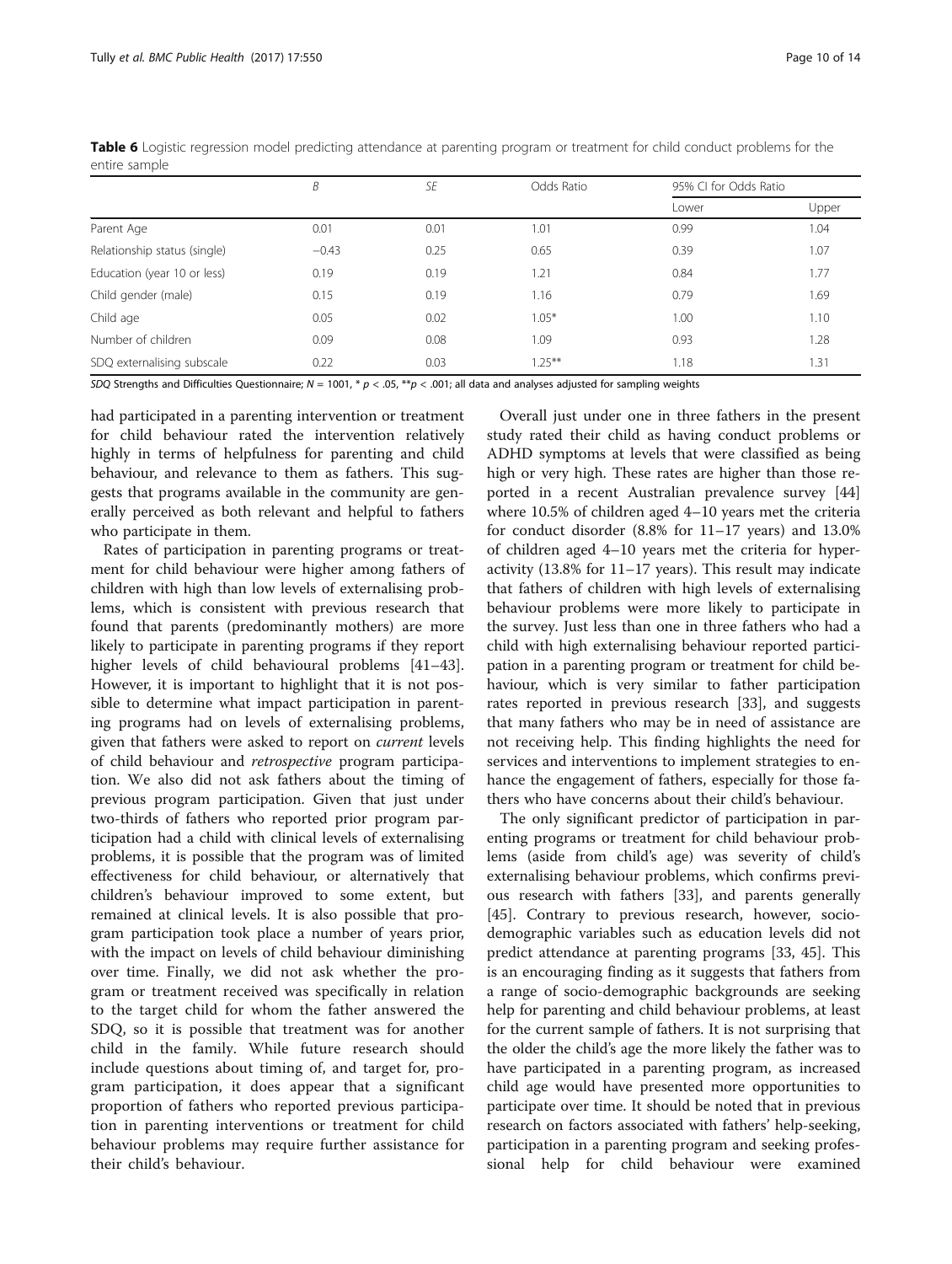**Table 6** Logistic regression model predicting attendance at parenting program or treatment for child conduct problems for the entire sample

| | *B* | *SE* | Odds Ratio | 95% CI for Odds Ratio | |
|---|---|---|---|---|---|
| | | | | Lower | Upper |
| Parent Age | 0.01 | 0.01 | 1.01 | 0.99 | 1.04 |
| Relationship status (single) | −0.43 | 0.25 | 0.65 | 0.39 | 1.07 |
| Education (year 10 or less) | 0.19 | 0.19 | 1.21 | 0.84 | 1.77 |
| Child gender (male) | 0.15 | 0.19 | 1.16 | 0.79 | 1.69 |
| Child age | 0.05 | 0.02 | 1.05* | 1.00 | 1.10 |
| Number of children | 0.09 | 0.08 | 1.09 | 0.93 | 1.28 |
| SDQ externalising subscale | 0.22 | 0.03 | 1.25** | 1.18 | 1.31 |

*SDQ* Strengths and Difficulties Questionnaire; $N = 1001$, * $p < .05$, ** $p < .001$; all data and analyses adjusted for sampling weights

had participated in a parenting intervention or treatment for child behaviour rated the intervention relatively highly in terms of helpfulness for parenting and child behaviour, and relevance to them as fathers. This suggests that programs available in the community are generally perceived as both relevant and helpful to fathers who participate in them.

Rates of participation in parenting programs or treatment for child behaviour were higher among fathers of children with high than low levels of externalising problems, which is consistent with previous research that found that parents (predominantly mothers) are more likely to participate in parenting programs if they report higher levels of child behavioural problems [41–43]. However, it is important to highlight that it is not possible to determine what impact participation in parenting programs had on levels of externalising problems, given that fathers were asked to report on *current* levels of child behaviour and *retrospective* program participation. We also did not ask fathers about the timing of previous program participation. Given that just under two-thirds of fathers who reported prior program participation had a child with clinical levels of externalising problems, it is possible that the program was of limited effectiveness for child behaviour, or alternatively that children's behaviour improved to some extent, but remained at clinical levels. It is also possible that program participation took place a number of years prior, with the impact on levels of child behaviour diminishing over time. Finally, we did not ask whether the program or treatment received was specifically in relation to the target child for whom the father answered the SDQ, so it is possible that treatment was for another child in the family. While future research should include questions about timing of, and target for, program participation, it does appear that a significant proportion of fathers who reported previous participation in parenting interventions or treatment for child behaviour problems may require further assistance for their child's behaviour.

Overall just under one in three fathers in the present study rated their child as having conduct problems or ADHD symptoms at levels that were classified as being high or very high. These rates are higher than those reported in a recent Australian prevalence survey [44] where 10.5% of children aged 4–10 years met the criteria for conduct disorder (8.8% for 11–17 years) and 13.0% of children aged 4–10 years met the criteria for hyperactivity (13.8% for 11–17 years). This result may indicate that fathers of children with high levels of externalising behaviour problems were more likely to participate in the survey. Just less than one in three fathers who had a child with high externalising behaviour reported participation in a parenting program or treatment for child behaviour, which is very similar to father participation rates reported in previous research [33], and suggests that many fathers who may be in need of assistance are not receiving help. This finding highlights the need for services and interventions to implement strategies to enhance the engagement of fathers, especially for those fathers who have concerns about their child's behaviour.

The only significant predictor of participation in parenting programs or treatment for child behaviour problems (aside from child's age) was severity of child's externalising behaviour problems, which confirms previous research with fathers [33], and parents generally [45]. Contrary to previous research, however, socio-demographic variables such as education levels did not predict attendance at parenting programs [33, 45]. This is an encouraging finding as it suggests that fathers from a range of socio-demographic backgrounds are seeking help for parenting and child behaviour problems, at least for the current sample of fathers. It is not surprising that the older the child's age the more likely the father was to have participated in a parenting program, as increased child age would have presented more opportunities to participate over time. It should be noted that in previous research on factors associated with fathers' help-seeking, participation in a parenting program and seeking professional help for child behaviour were examined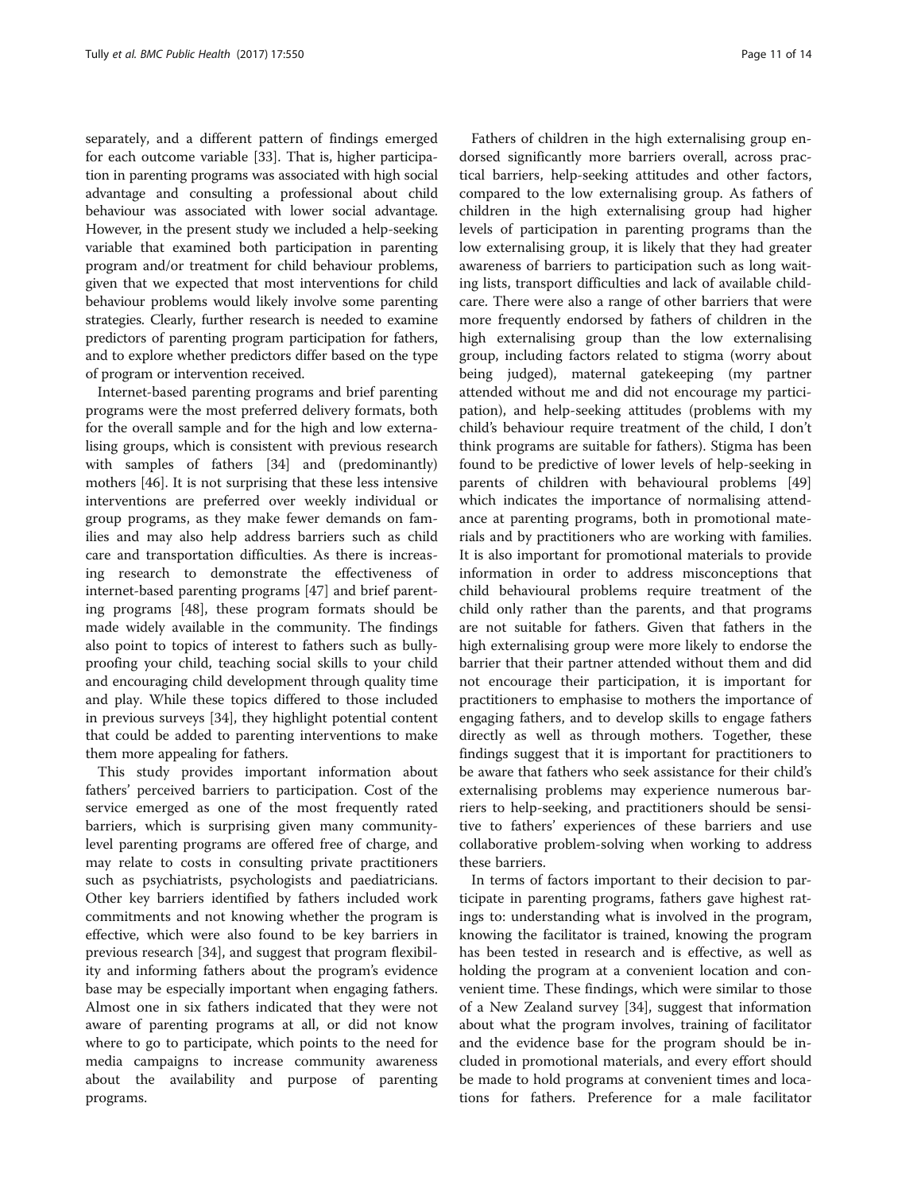separately, and a different pattern of findings emerged for each outcome variable [33]. That is, higher participation in parenting programs was associated with high social advantage and consulting a professional about child behaviour was associated with lower social advantage. However, in the present study we included a help-seeking variable that examined both participation in parenting program and/or treatment for child behaviour problems, given that we expected that most interventions for child behaviour problems would likely involve some parenting strategies. Clearly, further research is needed to examine predictors of parenting program participation for fathers, and to explore whether predictors differ based on the type of program or intervention received.

Internet-based parenting programs and brief parenting programs were the most preferred delivery formats, both for the overall sample and for the high and low externalising groups, which is consistent with previous research with samples of fathers [34] and (predominantly) mothers [46]. It is not surprising that these less intensive interventions are preferred over weekly individual or group programs, as they make fewer demands on families and may also help address barriers such as child care and transportation difficulties. As there is increasing research to demonstrate the effectiveness of internet-based parenting programs [47] and brief parenting programs [48], these program formats should be made widely available in the community. The findings also point to topics of interest to fathers such as bully-proofing your child, teaching social skills to your child and encouraging child development through quality time and play. While these topics differed to those included in previous surveys [34], they highlight potential content that could be added to parenting interventions to make them more appealing for fathers.

This study provides important information about fathers' perceived barriers to participation. Cost of the service emerged as one of the most frequently rated barriers, which is surprising given many community-level parenting programs are offered free of charge, and may relate to costs in consulting private practitioners such as psychiatrists, psychologists and paediatricians. Other key barriers identified by fathers included work commitments and not knowing whether the program is effective, which were also found to be key barriers in previous research [34], and suggest that program flexibility and informing fathers about the program's evidence base may be especially important when engaging fathers. Almost one in six fathers indicated that they were not aware of parenting programs at all, or did not know where to go to participate, which points to the need for media campaigns to increase community awareness about the availability and purpose of parenting programs.

Fathers of children in the high externalising group endorsed significantly more barriers overall, across practical barriers, help-seeking attitudes and other factors, compared to the low externalising group. As fathers of children in the high externalising group had higher levels of participation in parenting programs than the low externalising group, it is likely that they had greater awareness of barriers to participation such as long waiting lists, transport difficulties and lack of available childcare. There were also a range of other barriers that were more frequently endorsed by fathers of children in the high externalising group than the low externalising group, including factors related to stigma (worry about being judged), maternal gatekeeping (my partner attended without me and did not encourage my participation), and help-seeking attitudes (problems with my child's behaviour require treatment of the child, I don't think programs are suitable for fathers). Stigma has been found to be predictive of lower levels of help-seeking in parents of children with behavioural problems [49] which indicates the importance of normalising attendance at parenting programs, both in promotional materials and by practitioners who are working with families. It is also important for promotional materials to provide information in order to address misconceptions that child behavioural problems require treatment of the child only rather than the parents, and that programs are not suitable for fathers. Given that fathers in the high externalising group were more likely to endorse the barrier that their partner attended without them and did not encourage their participation, it is important for practitioners to emphasise to mothers the importance of engaging fathers, and to develop skills to engage fathers directly as well as through mothers. Together, these findings suggest that it is important for practitioners to be aware that fathers who seek assistance for their child's externalising problems may experience numerous barriers to help-seeking, and practitioners should be sensitive to fathers' experiences of these barriers and use collaborative problem-solving when working to address these barriers.

In terms of factors important to their decision to participate in parenting programs, fathers gave highest ratings to: understanding what is involved in the program, knowing the facilitator is trained, knowing the program has been tested in research and is effective, as well as holding the program at a convenient location and convenient time. These findings, which were similar to those of a New Zealand survey [34], suggest that information about what the program involves, training of facilitator and the evidence base for the program should be included in promotional materials, and every effort should be made to hold programs at convenient times and locations for fathers. Preference for a male facilitator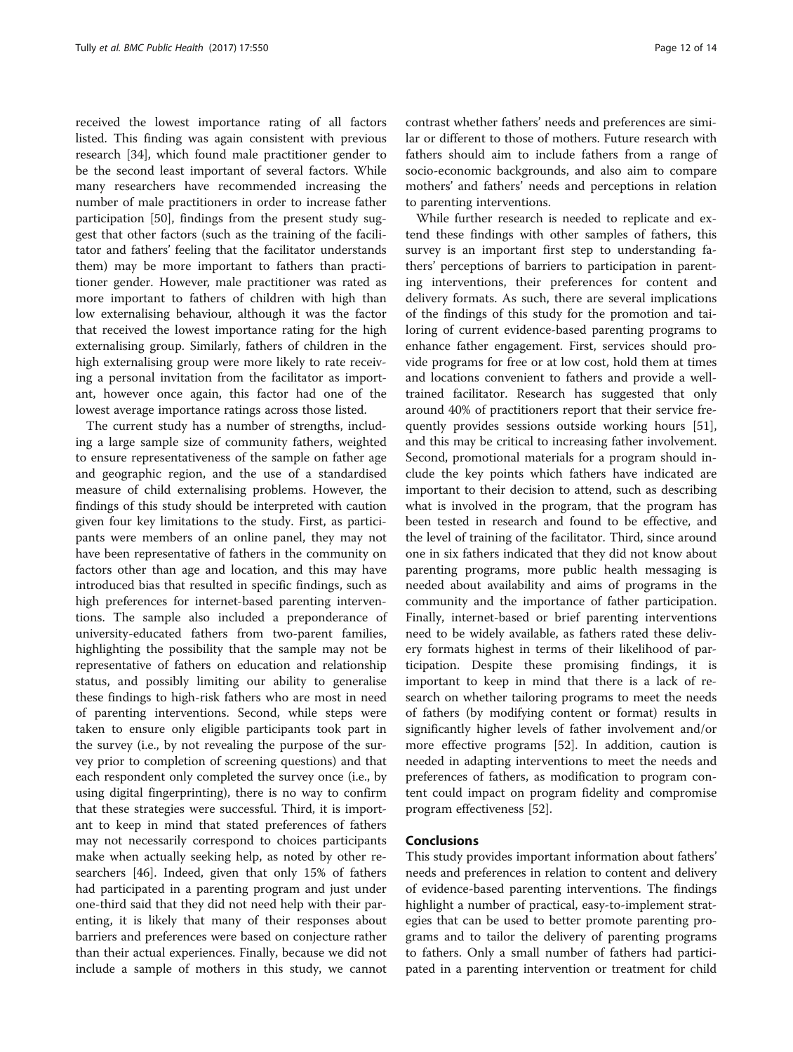received the lowest importance rating of all factors listed. This finding was again consistent with previous research [34], which found male practitioner gender to be the second least important of several factors. While many researchers have recommended increasing the number of male practitioners in order to increase father participation [50], findings from the present study suggest that other factors (such as the training of the facilitator and fathers' feeling that the facilitator understands them) may be more important to fathers than practitioner gender. However, male practitioner was rated as more important to fathers of children with high than low externalising behaviour, although it was the factor that received the lowest importance rating for the high externalising group. Similarly, fathers of children in the high externalising group were more likely to rate receiving a personal invitation from the facilitator as important, however once again, this factor had one of the lowest average importance ratings across those listed.

The current study has a number of strengths, including a large sample size of community fathers, weighted to ensure representativeness of the sample on father age and geographic region, and the use of a standardised measure of child externalising problems. However, the findings of this study should be interpreted with caution given four key limitations to the study. First, as participants were members of an online panel, they may not have been representative of fathers in the community on factors other than age and location, and this may have introduced bias that resulted in specific findings, such as high preferences for internet-based parenting interventions. The sample also included a preponderance of university-educated fathers from two-parent families, highlighting the possibility that the sample may not be representative of fathers on education and relationship status, and possibly limiting our ability to generalise these findings to high-risk fathers who are most in need of parenting interventions. Second, while steps were taken to ensure only eligible participants took part in the survey (i.e., by not revealing the purpose of the survey prior to completion of screening questions) and that each respondent only completed the survey once (i.e., by using digital fingerprinting), there is no way to confirm that these strategies were successful. Third, it is important to keep in mind that stated preferences of fathers may not necessarily correspond to choices participants make when actually seeking help, as noted by other researchers [46]. Indeed, given that only 15% of fathers had participated in a parenting program and just under one-third said that they did not need help with their parenting, it is likely that many of their responses about barriers and preferences were based on conjecture rather than their actual experiences. Finally, because we did not include a sample of mothers in this study, we cannot contrast whether fathers' needs and preferences are similar or different to those of mothers. Future research with fathers should aim to include fathers from a range of socio-economic backgrounds, and also aim to compare mothers' and fathers' needs and perceptions in relation to parenting interventions.

While further research is needed to replicate and extend these findings with other samples of fathers, this survey is an important first step to understanding fathers' perceptions of barriers to participation in parenting interventions, their preferences for content and delivery formats. As such, there are several implications of the findings of this study for the promotion and tailoring of current evidence-based parenting programs to enhance father engagement. First, services should provide programs for free or at low cost, hold them at times and locations convenient to fathers and provide a well-trained facilitator. Research has suggested that only around 40% of practitioners report that their service frequently provides sessions outside working hours [51], and this may be critical to increasing father involvement. Second, promotional materials for a program should include the key points which fathers have indicated are important to their decision to attend, such as describing what is involved in the program, that the program has been tested in research and found to be effective, and the level of training of the facilitator. Third, since around one in six fathers indicated that they did not know about parenting programs, more public health messaging is needed about availability and aims of programs in the community and the importance of father participation. Finally, internet-based or brief parenting interventions need to be widely available, as fathers rated these delivery formats highest in terms of their likelihood of participation. Despite these promising findings, it is important to keep in mind that there is a lack of research on whether tailoring programs to meet the needs of fathers (by modifying content or format) results in significantly higher levels of father involvement and/or more effective programs [52]. In addition, caution is needed in adapting interventions to meet the needs and preferences of fathers, as modification to program content could impact on program fidelity and compromise program effectiveness [52].

## Conclusions

This study provides important information about fathers' needs and preferences in relation to content and delivery of evidence-based parenting interventions. The findings highlight a number of practical, easy-to-implement strategies that can be used to better promote parenting programs and to tailor the delivery of parenting programs to fathers. Only a small number of fathers had participated in a parenting intervention or treatment for child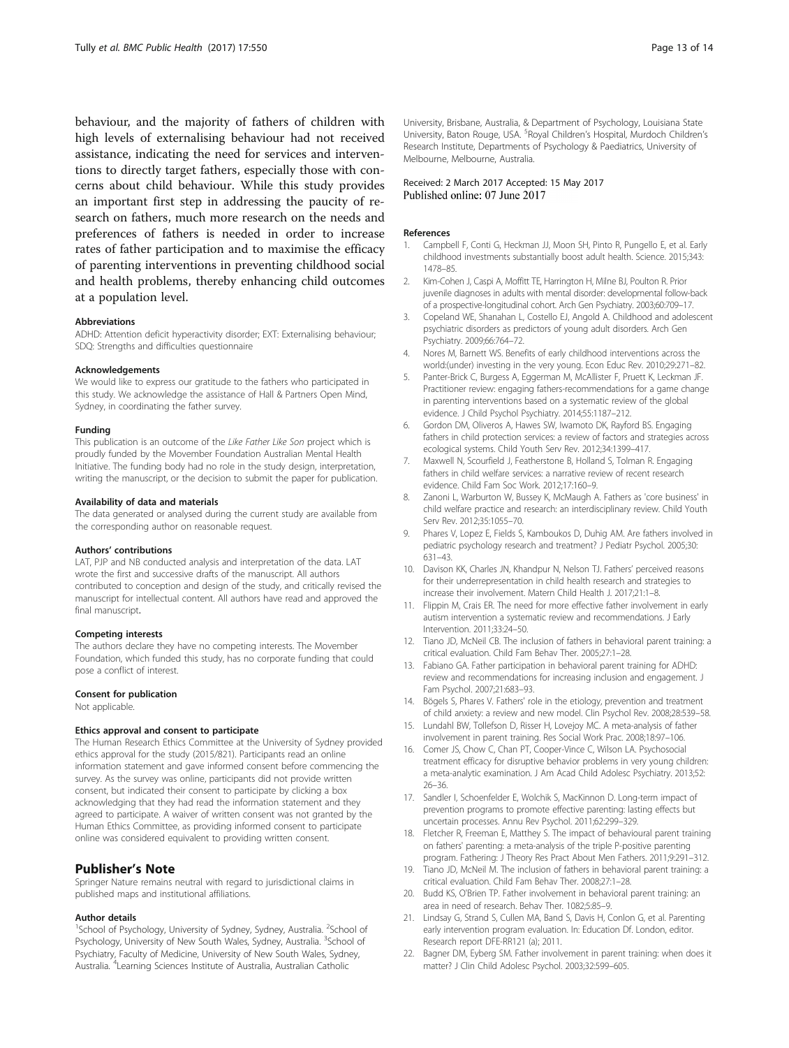behaviour, and the majority of fathers of children with high levels of externalising behaviour had not received assistance, indicating the need for services and interventions to directly target fathers, especially those with concerns about child behaviour. While this study provides an important first step in addressing the paucity of research on fathers, much more research on the needs and preferences of fathers is needed in order to increase rates of father participation and to maximise the efficacy of parenting interventions in preventing childhood social and health problems, thereby enhancing child outcomes at a population level.

#### Abbreviations

ADHD: Attention deficit hyperactivity disorder; EXT: Externalising behaviour; SDQ: Strengths and difficulties questionnaire

#### Acknowledgements

We would like to express our gratitude to the fathers who participated in this study. We acknowledge the assistance of Hall & Partners Open Mind, Sydney, in coordinating the father survey.

#### Funding

This publication is an outcome of the *Like Father Like Son* project which is proudly funded by the Movember Foundation Australian Mental Health Initiative. The funding body had no role in the study design, interpretation, writing the manuscript, or the decision to submit the paper for publication.

#### Availability of data and materials

The data generated or analysed during the current study are available from the corresponding author on reasonable request.

#### Authors' contributions

LAT, PJP and NB conducted analysis and interpretation of the data. LAT wrote the first and successive drafts of the manuscript. All authors contributed to conception and design of the study, and critically revised the manuscript for intellectual content. All authors have read and approved the final manuscript.

#### Competing interests

The authors declare they have no competing interests. The Movember Foundation, which funded this study, has no corporate funding that could pose a conflict of interest.

#### Consent for publication

Not applicable.

#### Ethics approval and consent to participate

The Human Research Ethics Committee at the University of Sydney provided ethics approval for the study (2015/821). Participants read an online information statement and gave informed consent before commencing the survey. As the survey was online, participants did not provide written consent, but indicated their consent to participate by clicking a box acknowledging that they had read the information statement and they agreed to participate. A waiver of written consent was not granted by the Human Ethics Committee, as providing informed consent to participate online was considered equivalent to providing written consent.

## Publisher's Note

Springer Nature remains neutral with regard to jurisdictional claims in published maps and institutional affiliations.

#### Author details

[1]School of Psychology, University of Sydney, Sydney, Australia. [2]School of Psychology, University of New South Wales, Sydney, Australia. [3]School of Psychiatry, Faculty of Medicine, University of New South Wales, Sydney, Australia. [4]Learning Sciences Institute of Australia, Australian Catholic University, Brisbane, Australia, & Department of Psychology, Louisiana State University, Baton Rouge, USA. [5]Royal Children's Hospital, Murdoch Children's Research Institute, Departments of Psychology & Paediatrics, University of Melbourne, Melbourne, Australia.

Received: 2 March 2017 Accepted: 15 May 2017
Published online: 07 June 2017

#### References

1. Campbell F, Conti G, Heckman JJ, Moon SH, Pinto R, Pungello E, et al. Early childhood investments substantially boost adult health. Science. 2015;343: 1478–85.
2. Kim-Cohen J, Caspi A, Moffitt TE, Harrington H, Milne BJ, Poulton R. Prior juvenile diagnoses in adults with mental disorder: developmental follow-back of a prospective-longitudinal cohort. Arch Gen Psychiatry. 2003;60:709–17.
3. Copeland WE, Shanahan L, Costello EJ, Angold A. Childhood and adolescent psychiatric disorders as predictors of young adult disorders. Arch Gen Psychiatry. 2009;66:764–72.
4. Nores M, Barnett WS. Benefits of early childhood interventions across the world:(under) investing in the very young. Econ Educ Rev. 2010;29:271–82.
5. Panter-Brick C, Burgess A, Eggerman M, McAllister F, Pruett K, Leckman JF. Practitioner review: engaging fathers-recommendations for a game change in parenting interventions based on a systematic review of the global evidence. J Child Psychol Psychiatry. 2014;55:1187–212.
6. Gordon DM, Oliveros A, Hawes SW, Iwamoto DK, Rayford BS. Engaging fathers in child protection services: a review of factors and strategies across ecological systems. Child Youth Serv Rev. 2012;34:1399–417.
7. Maxwell N, Scourfield J, Featherstone B, Holland S, Tolman R. Engaging fathers in child welfare services: a narrative review of recent research evidence. Child Fam Soc Work. 2012;17:160–9.
8. Zanoni L, Warburton W, Bussey K, McMaugh A. Fathers as 'core business' in child welfare practice and research: an interdisciplinary review. Child Youth Serv Rev. 2012;35:1055–70.
9. Phares V, Lopez E, Fields S, Kamboukos D, Duhig AM. Are fathers involved in pediatric psychology research and treatment? J Pediatr Psychol. 2005;30: 631–43.
10. Davison KK, Charles JN, Khandpur N, Nelson TJ. Fathers' perceived reasons for their underrepresentation in child health research and strategies to increase their involvement. Matern Child Health J. 2017;21:1–8.
11. Flippin M, Crais ER. The need for more effective father involvement in early autism intervention a systematic review and recommendations. J Early Intervention. 2011;33:24–50.
12. Tiano JD, McNeil CB. The inclusion of fathers in behavioral parent training: a critical evaluation. Child Fam Behav Ther. 2005;27:1–28.
13. Fabiano GA. Father participation in behavioral parent training for ADHD: review and recommendations for increasing inclusion and engagement. J Fam Psychol. 2007;21:683–93.
14. Bögels S, Phares V. Fathers' role in the etiology, prevention and treatment of child anxiety: a review and new model. Clin Psychol Rev. 2008;28:539–58.
15. Lundahl BW, Tollefson D, Risser H, Lovejoy MC. A meta-analysis of father involvement in parent training. Res Social Work Prac. 2008;18:97–106.
16. Comer JS, Chow C, Chan PT, Cooper-Vince C, Wilson LA. Psychosocial treatment efficacy for disruptive behavior problems in very young children: a meta-analytic examination. J Am Acad Child Adolesc Psychiatry. 2013;52: 26–36.
17. Sandler I, Schoenfelder E, Wolchik S, MacKinnon D. Long-term impact of prevention programs to promote effective parenting: lasting effects but uncertain processes. Annu Rev Psychol. 2011;62:299–329.
18. Fletcher R, Freeman E, Matthey S. The impact of behavioural parent training on fathers' parenting: a meta-analysis of the triple P-positive parenting program. Fathering: J Theory Res Pract About Men Fathers. 2011;9:291–312.
19. Tiano JD, McNeil M. The inclusion of fathers in behavioral parent training: a critical evaluation. Child Fam Behav Ther. 2008;27:1–28.
20. Budd KS, O'Brien TP. Father involvement in behavioral parent training: an area in need of research. Behav Ther. 1082;5:85–9.
21. Lindsay G, Strand S, Cullen MA, Band S, Davis H, Conlon G, et al. Parenting early intervention program evaluation. In: Education Df. London, editor. Research report DFE-RR121 (a); 2011.
22. Bagner DM, Eyberg SM. Father involvement in parent training: when does it matter? J Clin Child Adolesc Psychol. 2003;32:599–605.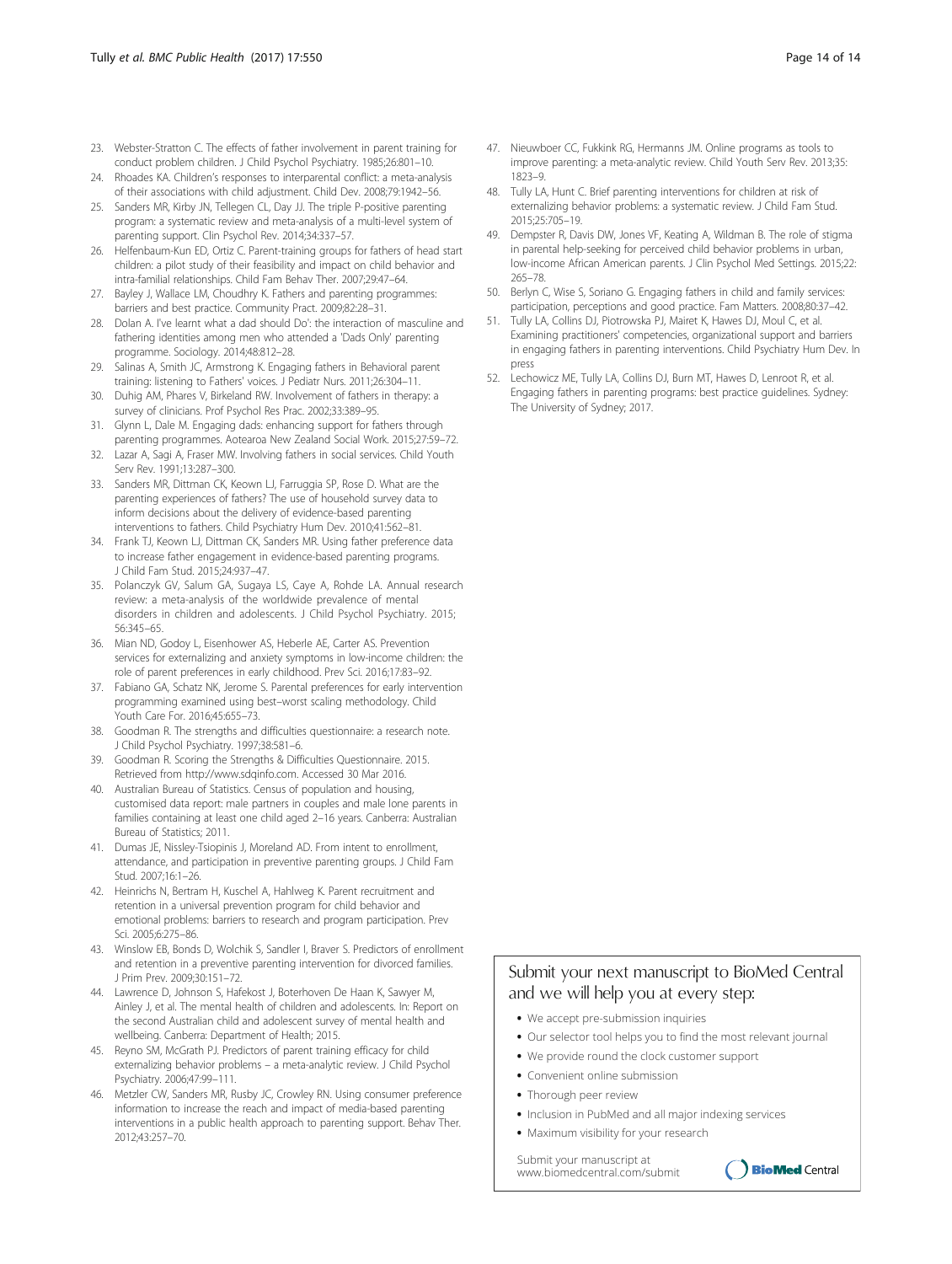23. Webster-Stratton C. The effects of father involvement in parent training for conduct problem children. J Child Psychol Psychiatry. 1985;26:801–10.
24. Rhoades KA. Children's responses to interparental conflict: a meta-analysis of their associations with child adjustment. Child Dev. 2008;79:1942–56.
25. Sanders MR, Kirby JN, Tellegen CL, Day JJ. The triple P-positive parenting program: a systematic review and meta-analysis of a multi-level system of parenting support. Clin Psychol Rev. 2014;34:337–57.
26. Helfenbaum-Kun ED, Ortiz C. Parent-training groups for fathers of head start children: a pilot study of their feasibility and impact on child behavior and intra-familial relationships. Child Fam Behav Ther. 2007;29:47–64.
27. Bayley J, Wallace LM, Choudhry K. Fathers and parenting programmes: barriers and best practice. Community Pract. 2009;82:28–31.
28. Dolan A. I've learnt what a dad should Do': the interaction of masculine and fathering identities among men who attended a 'Dads Only' parenting programme. Sociology. 2014;48:812–28.
29. Salinas A, Smith JC, Armstrong K. Engaging fathers in Behavioral parent training: listening to Fathers' voices. J Pediatr Nurs. 2011;26:304–11.
30. Duhig AM, Phares V, Birkeland RW. Involvement of fathers in therapy: a survey of clinicians. Prof Psychol Res Prac. 2002;33:389–95.
31. Glynn L, Dale M. Engaging dads: enhancing support for fathers through parenting programmes. Aotearoa New Zealand Social Work. 2015;27:59–72.
32. Lazar A, Sagi A, Fraser MW. Involving fathers in social services. Child Youth Serv Rev. 1991;13:287–300.
33. Sanders MR, Dittman CK, Keown LJ, Farruggia SP, Rose D. What are the parenting experiences of fathers? The use of household survey data to inform decisions about the delivery of evidence-based parenting interventions to fathers. Child Psychiatry Hum Dev. 2010;41:562–81.
34. Frank TJ, Keown LJ, Dittman CK, Sanders MR. Using father preference data to increase father engagement in evidence-based parenting programs. J Child Fam Stud. 2015;24:937–47.
35. Polanczyk GV, Salum GA, Sugaya LS, Caye A, Rohde LA. Annual research review: a meta-analysis of the worldwide prevalence of mental disorders in children and adolescents. J Child Psychol Psychiatry. 2015; 56:345–65.
36. Mian ND, Godoy L, Eisenhower AS, Heberle AE, Carter AS. Prevention services for externalizing and anxiety symptoms in low-income children: the role of parent preferences in early childhood. Prev Sci. 2016;17:83–92.
37. Fabiano GA, Schatz NK, Jerome S. Parental preferences for early intervention programming examined using best–worst scaling methodology. Child Youth Care For. 2016;45:655–73.
38. Goodman R. The strengths and difficulties questionnaire: a research note. J Child Psychol Psychiatry. 1997;38:581–6.
39. Goodman R. Scoring the Strengths & Difficulties Questionnaire. 2015. Retrieved from http://www.sdqinfo.com. Accessed 30 Mar 2016.
40. Australian Bureau of Statistics. Census of population and housing, customised data report: male partners in couples and male lone parents in families containing at least one child aged 2–16 years. Canberra: Australian Bureau of Statistics; 2011.
41. Dumas JE, Nissley-Tsiopinis J, Moreland AD. From intent to enrollment, attendance, and participation in preventive parenting groups. J Child Fam Stud. 2007;16:1–26.
42. Heinrichs N, Bertram H, Kuschel A, Hahlweg K. Parent recruitment and retention in a universal prevention program for child behavior and emotional problems: barriers to research and program participation. Prev Sci. 2005;6:275–86.
43. Winslow EB, Bonds D, Wolchik S, Sandler I, Braver S. Predictors of enrollment and retention in a preventive parenting intervention for divorced families. J Prim Prev. 2009;30:151–72.
44. Lawrence D, Johnson S, Hafekost J, Boterhoven De Haan K, Sawyer M, Ainley J, et al. The mental health of children and adolescents. In: Report on the second Australian child and adolescent survey of mental health and wellbeing. Canberra: Department of Health; 2015.
45. Reyno SM, McGrath PJ. Predictors of parent training efficacy for child externalizing behavior problems – a meta-analytic review. J Child Psychol Psychiatry. 2006;47:99–111.
46. Metzler CW, Sanders MR, Rusby JC, Crowley RN. Using consumer preference information to increase the reach and impact of media-based parenting interventions in a public health approach to parenting support. Behav Ther. 2012;43:257–70.
47. Nieuwboer CC, Fukkink RG, Hermanns JM. Online programs as tools to improve parenting: a meta-analytic review. Child Youth Serv Rev. 2013;35: 1823–9.
48. Tully LA, Hunt C. Brief parenting interventions for children at risk of externalizing behavior problems: a systematic review. J Child Fam Stud. 2015;25:705–19.
49. Dempster R, Davis DW, Jones VF, Keating A, Wildman B. The role of stigma in parental help-seeking for perceived child behavior problems in urban, low-income African American parents. J Clin Psychol Med Settings. 2015;22: 265–78.
50. Berlyn C, Wise S, Soriano G. Engaging fathers in child and family services: participation, perceptions and good practice. Fam Matters. 2008;80:37–42.
51. Tully LA, Collins DJ, Piotrowska PJ, Mairet K, Hawes DJ, Moul C, et al. Examining practitioners' competencies, organizational support and barriers in engaging fathers in parenting interventions. Child Psychiatry Hum Dev. In press
52. Lechowicz ME, Tully LA, Collins DJ, Burn MT, Hawes D, Lenroot R, et al. Engaging fathers in parenting programs: best practice guidelines. Sydney: The University of Sydney; 2017.

Submit your next manuscript to BioMed Central and we will help you at every step:

- We accept pre-submission inquiries
- Our selector tool helps you to find the most relevant journal
- We provide round the clock customer support
- Convenient online submission
- Thorough peer review
- Inclusion in PubMed and all major indexing services
- Maximum visibility for your research

Submit your manuscript at www.biomedcentral.com/submit

BioMed Central